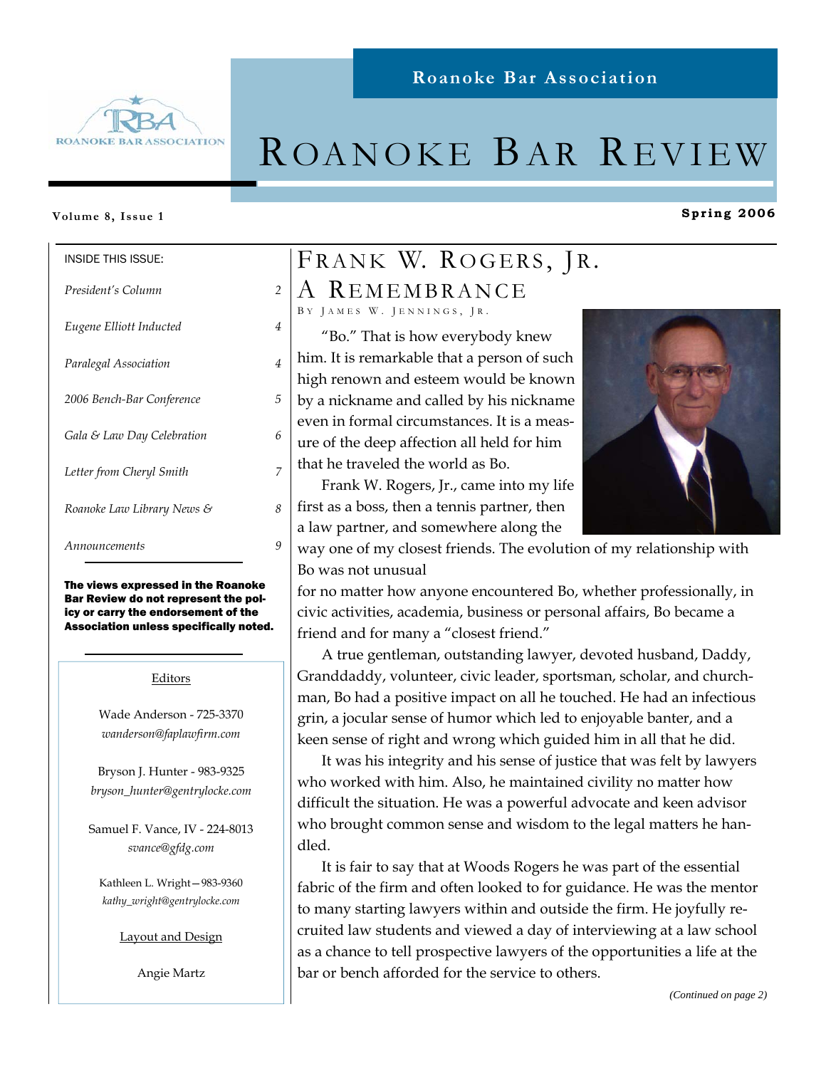Roanoke Bar Association

# ROANOKE BAR REVIEW

**Volume 8, Issue 1** **Spring 2006**

INSIDE THIS ISSUE:

| | |
|---|---|
| *President's Column* | *2* |
| *Eugene Elliott Inducted* | *4* |
| *Paralegal Association* | *4* |
| *2006 Bench-Bar Conference* | *5* |
| *Gala & Law Day Celebration* | *6* |
| *Letter from Cheryl Smith* | *7* |
| *Roanoke Law Library News &* | *8* |
| *Announcements* | *9* |

**The views expressed in the Roanoke Bar Review do not represent the policy or carry the endorsement of the Association unless specifically noted.**

Editors

Wade Anderson - 725-3370
*wanderson@faplawfirm.com*

Bryson J. Hunter - 983-9325
*bryson_hunter@gentrylocke.com*

Samuel F. Vance, IV - 224-8013
*svance@gfdg.com*

Kathleen L. Wright—983-9360
*kathy_wright@gentrylocke.com*

Layout and Design

Angie Martz

## FRANK W. ROGERS, JR. A REMEMBRANCE

BY JAMES W. JENNINGS, JR.

"Bo." That is how everybody knew him. It is remarkable that a person of such high renown and esteem would be known by a nickname and called by his nickname even in formal circumstances. It is a measure of the deep affection all held for him that he traveled the world as Bo.

Frank W. Rogers, Jr., came into my life first as a boss, then a tennis partner, then a law partner, and somewhere along the way one of my closest friends. The evolution of my relationship with Bo was not unusual for no matter how anyone encountered Bo, whether professionally, in civic activities, academia, business or personal affairs, Bo became a friend and for many a "closest friend."

A true gentleman, outstanding lawyer, devoted husband, Daddy, Granddaddy, volunteer, civic leader, sportsman, scholar, and churchman, Bo had a positive impact on all he touched. He had an infectious grin, a jocular sense of humor which led to enjoyable banter, and a keen sense of right and wrong which guided him in all that he did.

It was his integrity and his sense of justice that was felt by lawyers who worked with him. Also, he maintained civility no matter how difficult the situation. He was a powerful advocate and keen advisor who brought common sense and wisdom to the legal matters he handled.

It is fair to say that at Woods Rogers he was part of the essential fabric of the firm and often looked to for guidance. He was the mentor to many starting lawyers within and outside the firm. He joyfully recruited law students and viewed a day of interviewing at a law school as a chance to tell prospective lawyers of the opportunities a life at the bar or bench afforded for the service to others.

*(Continued on page 2)*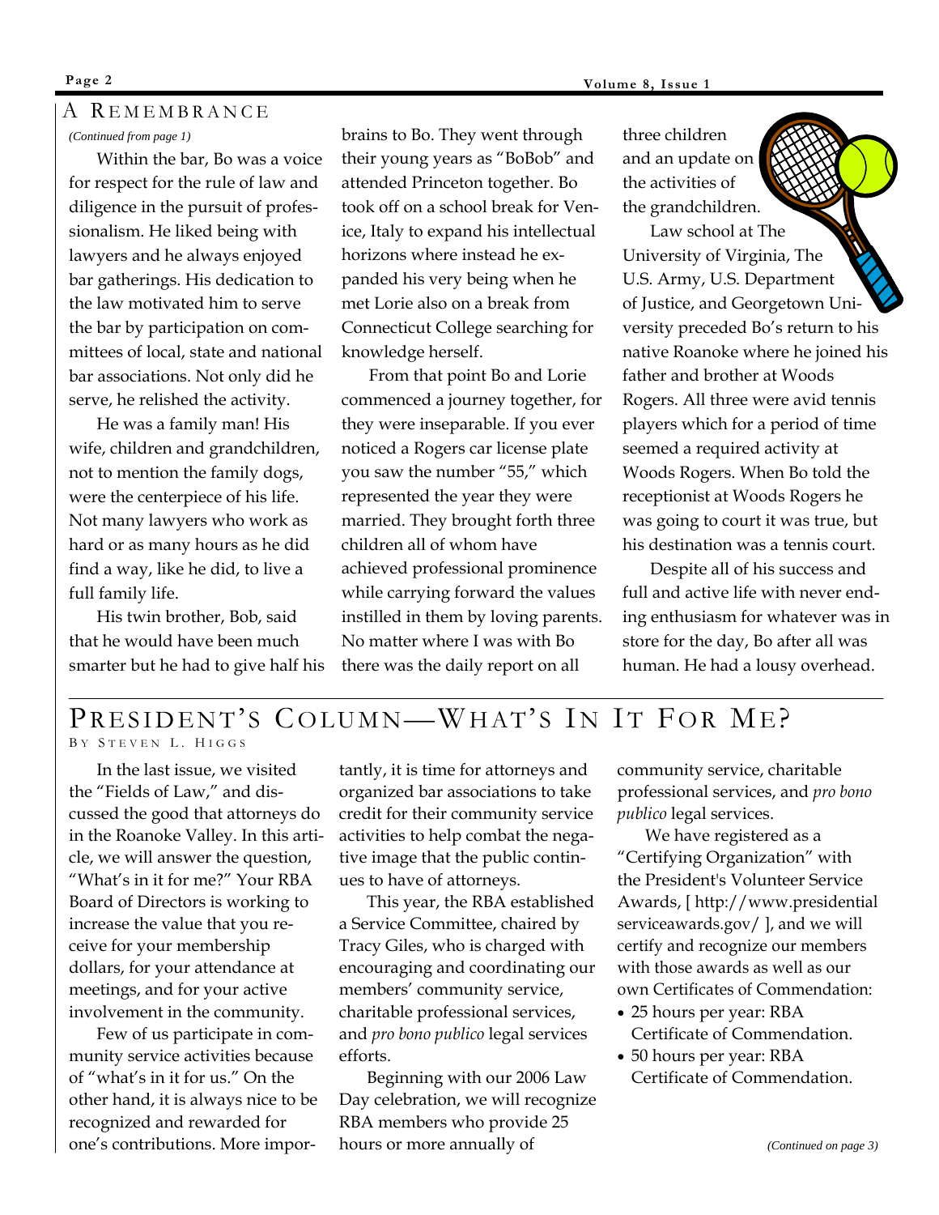## A Remembrance

*(Continued from page 1)*

Within the bar, Bo was a voice for respect for the rule of law and diligence in the pursuit of professionalism. He liked being with lawyers and he always enjoyed bar gatherings. His dedication to the law motivated him to serve the bar by participation on committees of local, state and national bar associations. Not only did he serve, he relished the activity.

He was a family man! His wife, children and grandchildren, not to mention the family dogs, were the centerpiece of his life. Not many lawyers who work as hard or as many hours as he did find a way, like he did, to live a full family life.

His twin brother, Bob, said that he would have been much smarter but he had to give half his brains to Bo. They went through their young years as "BoBob" and attended Princeton together. Bo took off on a school break for Venice, Italy to expand his intellectual horizons where instead he expanded his very being when he met Lorie also on a break from Connecticut College searching for knowledge herself.

From that point Bo and Lorie commenced a journey together, for they were inseparable. If you ever noticed a Rogers car license plate you saw the number "55," which represented the year they were married. They brought forth three children all of whom have achieved professional prominence while carrying forward the values instilled in them by loving parents. No matter where I was with Bo there was the daily report on all three children and an update on the activities of the grandchildren.

Law school at The University of Virginia, The U.S. Army, U.S. Department of Justice, and Georgetown University preceded Bo's return to his native Roanoke where he joined his father and brother at Woods Rogers. All three were avid tennis players which for a period of time seemed a required activity at Woods Rogers. When Bo told the receptionist at Woods Rogers he was going to court it was true, but his destination was a tennis court.

Despite all of his success and full and active life with never ending enthusiasm for whatever was in store for the day, Bo after all was human. He had a lousy overhead.

## President's Column—What's In It For Me?

By Steven L. Higgs

In the last issue, we visited the "Fields of Law," and discussed the good that attorneys do in the Roanoke Valley. In this article, we will answer the question, "What's in it for me?" Your RBA Board of Directors is working to increase the value that you receive for your membership dollars, for your attendance at meetings, and for your active involvement in the community.

Few of us participate in community service activities because of "what's in it for us." On the other hand, it is always nice to be recognized and rewarded for one's contributions. More importantly, it is time for attorneys and organized bar associations to take credit for their community service activities to help combat the negative image that the public continues to have of attorneys.

This year, the RBA established a Service Committee, chaired by Tracy Giles, who is charged with encouraging and coordinating our members' community service, charitable professional services, and *pro bono publico* legal services efforts.

Beginning with our 2006 Law Day celebration, we will recognize RBA members who provide 25 hours or more annually of community service, charitable professional services, and *pro bono publico* legal services.

We have registered as a "Certifying Organization" with the President's Volunteer Service Awards, [ http://www.presidentialserviceawards.gov/ ], and we will certify and recognize our members with those awards as well as our own Certificates of Commendation:

- 25 hours per year: RBA Certificate of Commendation.
- 50 hours per year: RBA Certificate of Commendation.

*(Continued on page 3)*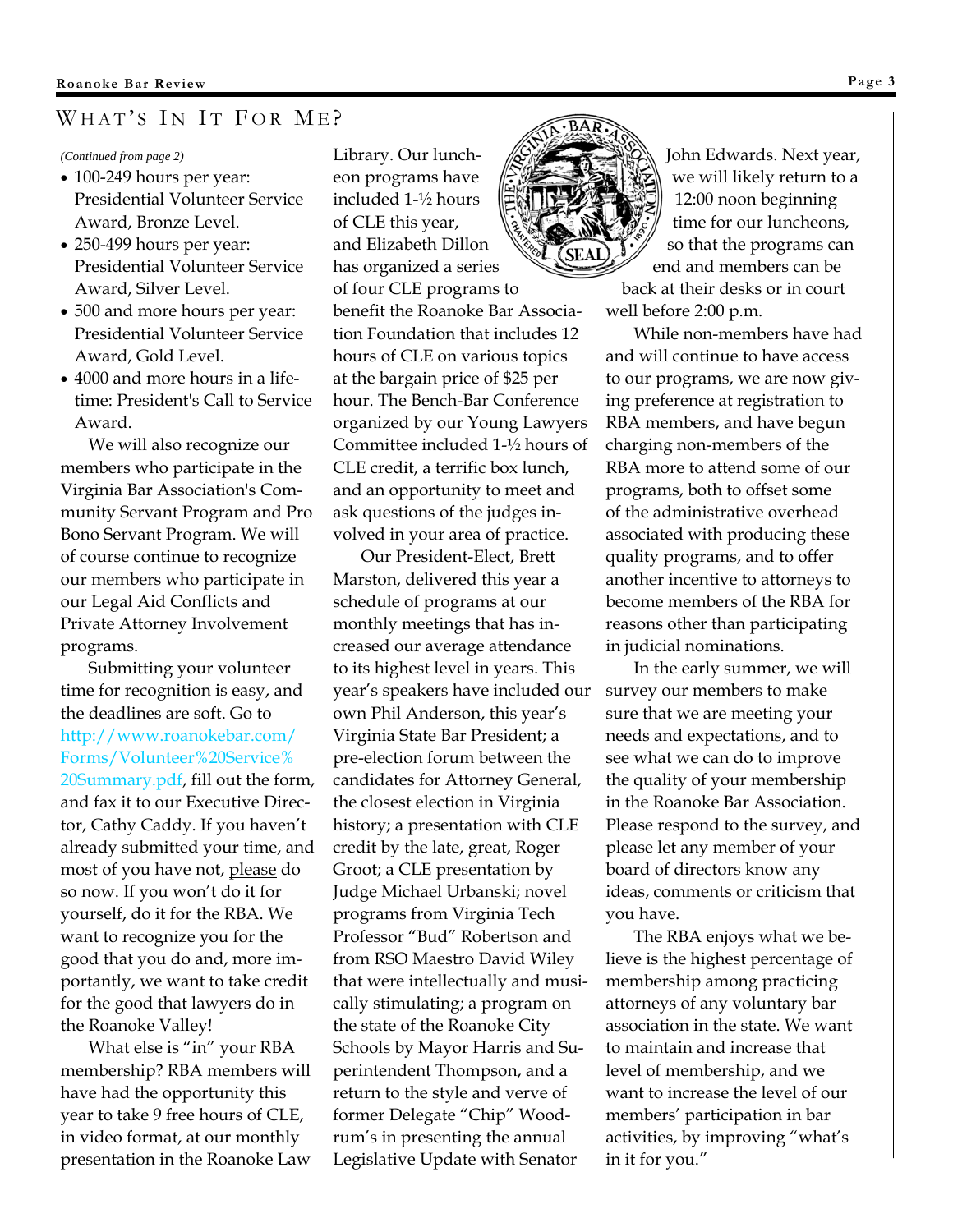## WHAT'S IN IT FOR ME?

*(Continued from page 2)*

- 100-249 hours per year: Presidential Volunteer Service Award, Bronze Level.
- 250-499 hours per year: Presidential Volunteer Service Award, Silver Level.
- 500 and more hours per year: Presidential Volunteer Service Award, Gold Level.
- 4000 and more hours in a lifetime: President's Call to Service Award.

We will also recognize our members who participate in the Virginia Bar Association's Community Servant Program and Pro Bono Servant Program. We will of course continue to recognize our members who participate in our Legal Aid Conflicts and Private Attorney Involvement programs.

Submitting your volunteer time for recognition is easy, and the deadlines are soft. Go to http://www.roanokebar.com/Forms/Volunteer%20Service%20Summary.pdf, fill out the form, and fax it to our Executive Director, Cathy Caddy. If you haven't already submitted your time, and most of you have not, please do so now. If you won't do it for yourself, do it for the RBA. We want to recognize you for the good that you do and, more importantly, we want to take credit for the good that lawyers do in the Roanoke Valley!

What else is "in" your RBA membership? RBA members will have had the opportunity this year to take 9 free hours of CLE, in video format, at our monthly presentation in the Roanoke Law Library. Our luncheon programs have included 1-½ hours of CLE this year, and Elizabeth Dillon has organized a series of four CLE programs to benefit the Roanoke Bar Association Foundation that includes 12 hours of CLE on various topics at the bargain price of $25 per hour. The Bench-Bar Conference organized by our Young Lawyers Committee included 1-½ hours of CLE credit, a terrific box lunch, and an opportunity to meet and ask questions of the judges involved in your area of practice.

Our President-Elect, Brett Marston, delivered this year a schedule of programs at our monthly meetings that has increased our average attendance to its highest level in years. This year's speakers have included our own Phil Anderson, this year's Virginia State Bar President; a pre-election forum between the candidates for Attorney General, the closest election in Virginia history; a presentation with CLE credit by the late, great, Roger Groot; a CLE presentation by Judge Michael Urbanski; novel programs from Virginia Tech Professor "Bud" Robertson and from RSO Maestro David Wiley that were intellectually and musically stimulating; a program on the state of the Roanoke City Schools by Mayor Harris and Superintendent Thompson, and a return to the style and verve of former Delegate "Chip" Woodrum's in presenting the annual Legislative Update with Senator John Edwards. Next year, we will likely return to a 12:00 noon beginning time for our luncheons, so that the programs can end and members can be back at their desks or in court well before 2:00 p.m.

While non-members have had and will continue to have access to our programs, we are now giving preference at registration to RBA members, and have begun charging non-members of the RBA more to attend some of our programs, both to offset some of the administrative overhead associated with producing these quality programs, and to offer another incentive to attorneys to become members of the RBA for reasons other than participating in judicial nominations.

In the early summer, we will survey our members to make sure that we are meeting your needs and expectations, and to see what we can do to improve the quality of your membership in the Roanoke Bar Association. Please respond to the survey, and please let any member of your board of directors know any ideas, comments or criticism that you have.

The RBA enjoys what we believe is the highest percentage of membership among practicing attorneys of any voluntary bar association in the state. We want to maintain and increase that level of membership, and we want to increase the level of our members' participation in bar activities, by improving "what's in it for you."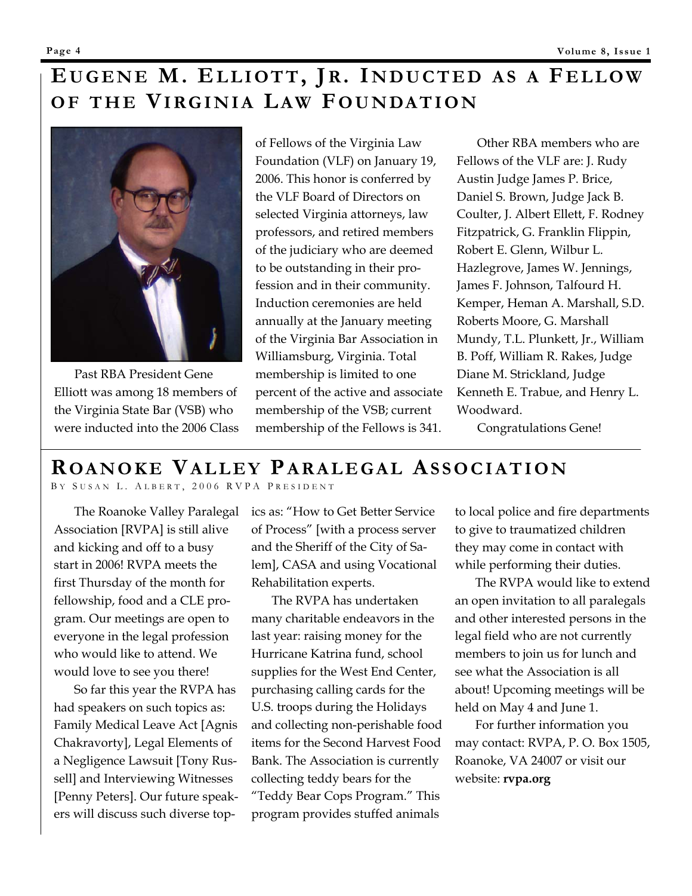# Eugene M. Elliott, Jr. Inducted as a Fellow of the Virginia Law Foundation

Past RBA President Gene Elliott was among 18 members of the Virginia State Bar (VSB) who were inducted into the 2006 Class of Fellows of the Virginia Law Foundation (VLF) on January 19, 2006. This honor is conferred by the VLF Board of Directors on selected Virginia attorneys, law professors, and retired members of the judiciary who are deemed to be outstanding in their profession and in their community. Induction ceremonies are held annually at the January meeting of the Virginia Bar Association in Williamsburg, Virginia. Total membership is limited to one percent of the active and associate membership of the VSB; current membership of the Fellows is 341.

Other RBA members who are Fellows of the VLF are: J. Rudy Austin Judge James P. Brice, Daniel S. Brown, Judge Jack B. Coulter, J. Albert Ellett, F. Rodney Fitzpatrick, G. Franklin Flippin, Robert E. Glenn, Wilbur L. Hazlegrove, James W. Jennings, James F. Johnson, Talfourd H. Kemper, Heman A. Marshall, S.D. Roberts Moore, G. Marshall Mundy, T.L. Plunkett, Jr., William B. Poff, William R. Rakes, Judge Diane M. Strickland, Judge Kenneth E. Trabue, and Henry L. Woodward.

Congratulations Gene!

# Roanoke Valley Paralegal Association

By Susan L. Albert, 2006 RVPA President

The Roanoke Valley Paralegal Association [RVPA] is still alive and kicking and off to a busy start in 2006! RVPA meets the first Thursday of the month for fellowship, food and a CLE program. Our meetings are open to everyone in the legal profession who would like to attend. We would love to see you there!

So far this year the RVPA has had speakers on such topics as: Family Medical Leave Act [Agnis Chakravorty], Legal Elements of a Negligence Lawsuit [Tony Russell] and Interviewing Witnesses [Penny Peters]. Our future speakers will discuss such diverse topics as: "How to Get Better Service of Process" [with a process server and the Sheriff of the City of Salem], CASA and using Vocational Rehabilitation experts.

The RVPA has undertaken many charitable endeavors in the last year: raising money for the Hurricane Katrina fund, school supplies for the West End Center, purchasing calling cards for the U.S. troops during the Holidays and collecting non-perishable food items for the Second Harvest Food Bank. The Association is currently collecting teddy bears for the "Teddy Bear Cops Program." This program provides stuffed animals to local police and fire departments to give to traumatized children they may come in contact with while performing their duties.

The RVPA would like to extend an open invitation to all paralegals and other interested persons in the legal field who are not currently members to join us for lunch and see what the Association is all about! Upcoming meetings will be held on May 4 and June 1.

For further information you may contact: RVPA, P. O. Box 1505, Roanoke, VA 24007 or visit our website: **rvpa.org**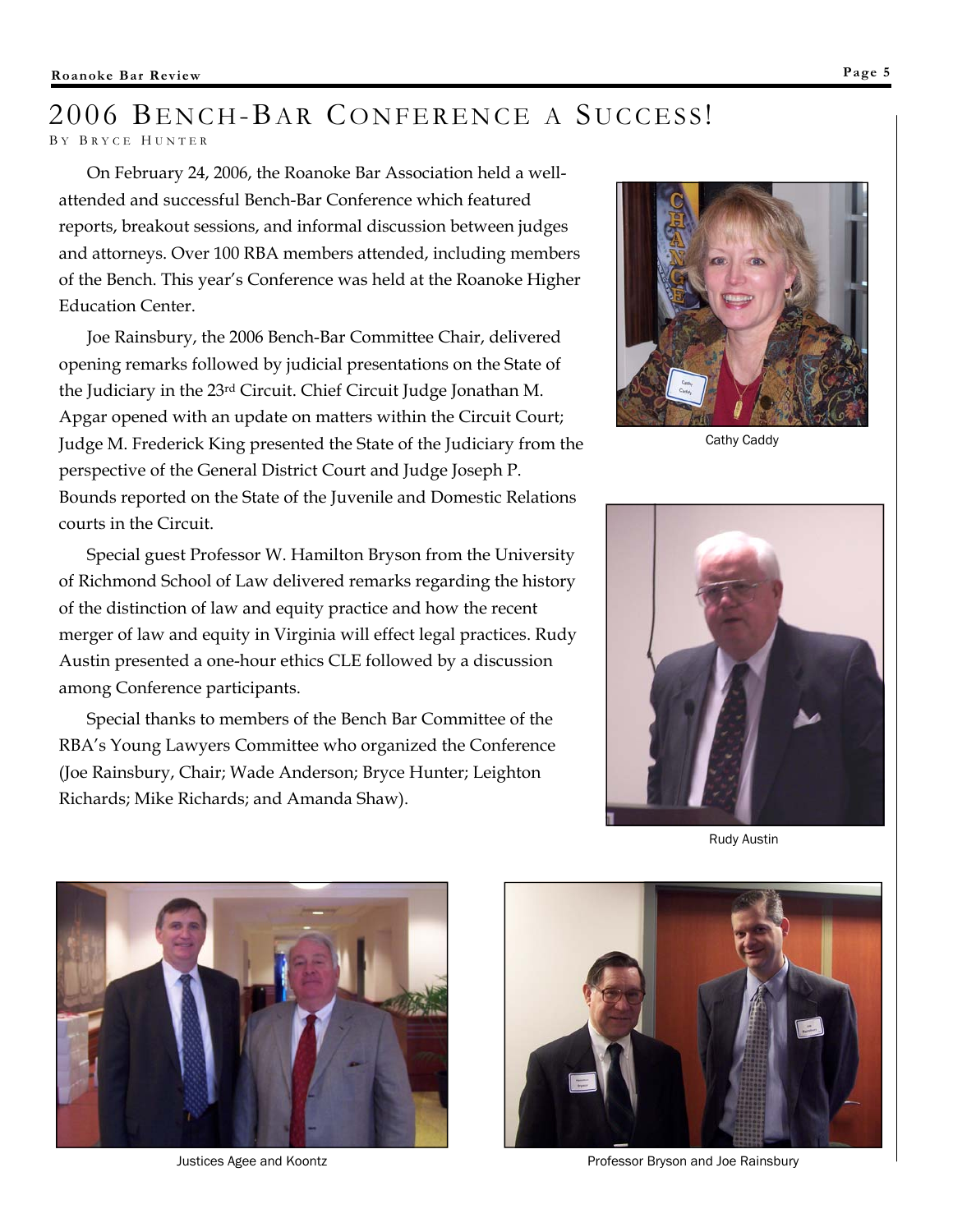# 2006 Bench-Bar Conference a Success!

By Bryce Hunter

On February 24, 2006, the Roanoke Bar Association held a well-attended and successful Bench-Bar Conference which featured reports, breakout sessions, and informal discussion between judges and attorneys. Over 100 RBA members attended, including members of the Bench. This year's Conference was held at the Roanoke Higher Education Center.

Joe Rainsbury, the 2006 Bench-Bar Committee Chair, delivered opening remarks followed by judicial presentations on the State of the Judiciary in the 23rd Circuit. Chief Circuit Judge Jonathan M. Apgar opened with an update on matters within the Circuit Court; Judge M. Frederick King presented the State of the Judiciary from the perspective of the General District Court and Judge Joseph P. Bounds reported on the State of the Juvenile and Domestic Relations courts in the Circuit.

Special guest Professor W. Hamilton Bryson from the University of Richmond School of Law delivered remarks regarding the history of the distinction of law and equity practice and how the recent merger of law and equity in Virginia will effect legal practices. Rudy Austin presented a one-hour ethics CLE followed by a discussion among Conference participants.

Special thanks to members of the Bench Bar Committee of the RBA's Young Lawyers Committee who organized the Conference (Joe Rainsbury, Chair; Wade Anderson; Bryce Hunter; Leighton Richards; Mike Richards; and Amanda Shaw).

Cathy Caddy

Rudy Austin

Justices Agee and Koontz

Professor Bryson and Joe Rainsbury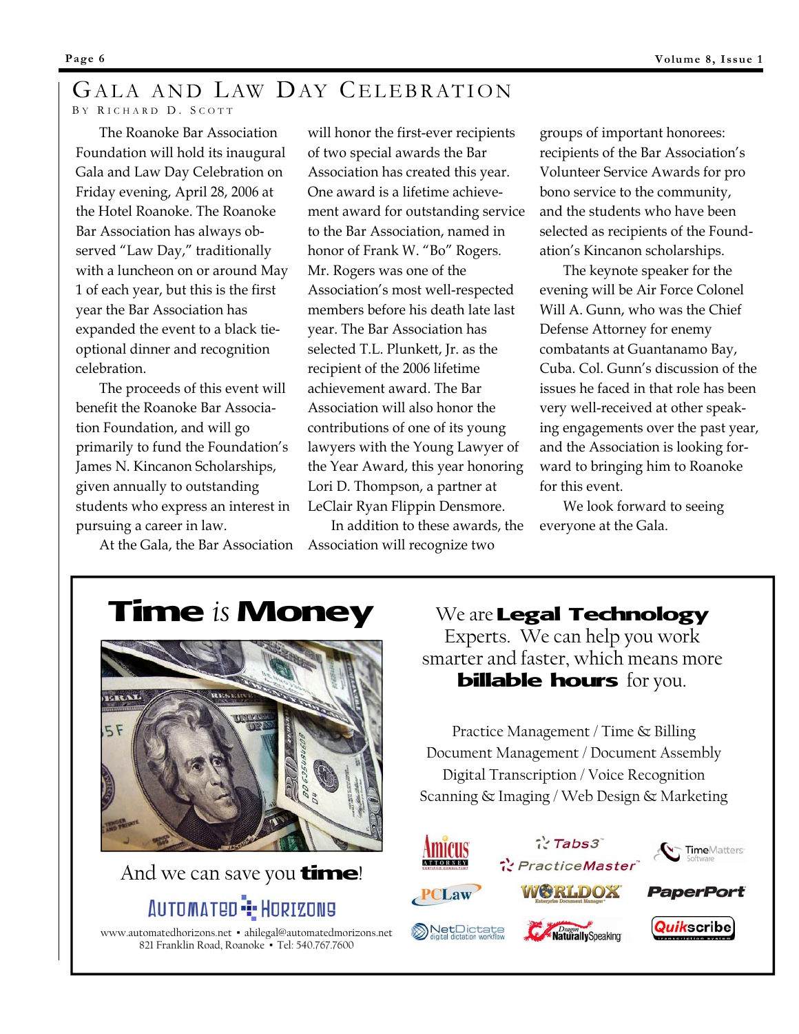# GALA AND LAW DAY CELEBRATION

BY RICHARD D. SCOTT

The Roanoke Bar Association Foundation will hold its inaugural Gala and Law Day Celebration on Friday evening, April 28, 2006 at the Hotel Roanoke. The Roanoke Bar Association has always observed "Law Day," traditionally with a luncheon on or around May 1 of each year, but this is the first year the Bar Association has expanded the event to a black tie-optional dinner and recognition celebration.

The proceeds of this event will benefit the Roanoke Bar Association Foundation, and will go primarily to fund the Foundation's James N. Kincanon Scholarships, given annually to outstanding students who express an interest in pursuing a career in law.

At the Gala, the Bar Association will honor the first-ever recipients of two special awards the Bar Association has created this year. One award is a lifetime achievement award for outstanding service to the Bar Association, named in honor of Frank W. "Bo" Rogers. Mr. Rogers was one of the Association's most well-respected members before his death late last year. The Bar Association has selected T.L. Plunkett, Jr. as the recipient of the 2006 lifetime achievement award. The Bar Association will also honor the contributions of one of its young lawyers with the Young Lawyer of the Year Award, this year honoring Lori D. Thompson, a partner at LeClair Ryan Flippin Densmore.

In addition to these awards, the Association will recognize two groups of important honorees: recipients of the Bar Association's Volunteer Service Awards for pro bono service to the community, and the students who have been selected as recipients of the Foundation's Kincanon scholarships.

The keynote speaker for the evening will be Air Force Colonel Will A. Gunn, who was the Chief Defense Attorney for enemy combatants at Guantanamo Bay, Cuba. Col. Gunn's discussion of the issues he faced in that role has been very well-received at other speaking engagements over the past year, and the Association is looking forward to bringing him to Roanoke for this event.

We look forward to seeing everyone at the Gala.

---

**Time** *is* **Money**

And we can save you **time**!

AUTOMATED HORIZONS

www.automatedhorizons.net ▪ ahilegal@automatedmorizons.net
821 Franklin Road, Roanoke ▪ Tel: 540.767.7600

We are **Legal Technology** Experts. We can help you work smarter and faster, which means more **billable hours** for you.

Practice Management / Time & Billing
Document Management / Document Assembly
Digital Transcription / Voice Recognition
Scanning & Imaging / Web Design & Marketing

Amicus Attorney · Tabs3 · PracticeMaster · TimeMatters Software · PCLaw · WORLDOX Enterprise Document Manager · PaperPort · NetDictate digital dictation workflow · Dragon NaturallySpeaking · Quikscribe transcription system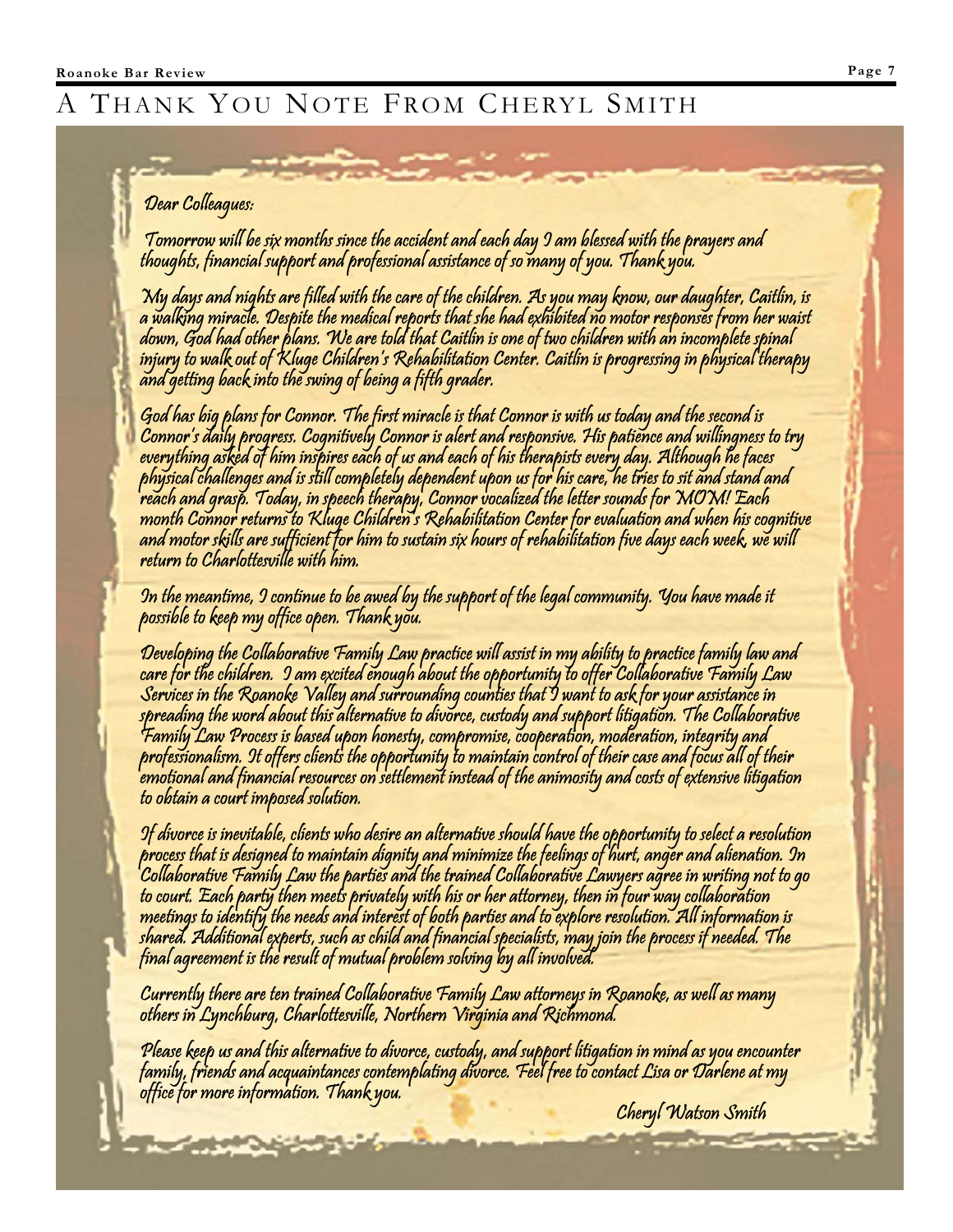# A Thank You Note From Cheryl Smith

Dear Colleagues:

Tomorrow will be six months since the accident and each day I am blessed with the prayers and thoughts, financial support and professional assistance of so many of you. Thank you.

My days and nights are filled with the care of the children. As you may know, our daughter, Caitlin, is a walking miracle. Despite the medical reports that she had exhibited no motor responses from her waist down, God had other plans. We are told that Caitlin is one of two children with an incomplete spinal injury to walk out of Kluge Children's Rehabilitation Center. Caitlin is progressing in physical therapy and getting back into the swing of being a fifth grader.

God has big plans for Connor. The first miracle is that Connor is with us today and the second is Connor's daily progress. Cognitively Connor is alert and responsive. His patience and willingness to try everything asked of him inspires each of us and each of his therapists every day. Although he faces physical challenges and is still completely dependent upon us for his care, he tries to sit and stand and reach and grasp. Today, in speech therapy, Connor vocalized the letter sounds for MOM! Each month Connor returns to Kluge Children's Rehabilitation Center for evaluation and when his cognitive and motor skills are sufficient for him to sustain six hours of rehabilitation five days each week, we will return to Charlottesville with him.

In the meantime, I continue to be awed by the support of the legal community. You have made it possible to keep my office open. Thank you.

Developing the Collaborative Family Law practice will assist in my ability to practice family law and care for the children. I am excited enough about the opportunity to offer Collaborative Family Law Services in the Roanoke Valley and surrounding counties that I want to ask for your assistance in spreading the word about this alternative to divorce, custody and support litigation. The Collaborative Family Law Process is based upon honesty, compromise, cooperation, moderation, integrity and professionalism. It offers clients the opportunity to maintain control of their case and focus all of their emotional and financial resources on settlement instead of the animosity and costs of extensive litigation to obtain a court imposed solution.

If divorce is inevitable, clients who desire an alternative should have the opportunity to select a resolution process that is designed to maintain dignity and minimize the feelings of hurt, anger and alienation. In Collaborative Family Law the parties and the trained Collaborative Lawyers agree in writing not to go to court. Each party then meets privately with his or her attorney, then in four way collaboration meetings to identify the needs and interest of both parties and to explore resolution. All information is shared. Additional experts, such as child and financial specialists, may join the process if needed. The final agreement is the result of mutual problem solving by all involved.

Currently there are ten trained Collaborative Family Law attorneys in Roanoke, as well as many others in Lynchburg, Charlottesville, Northern Virginia and Richmond.

Please keep us and this alternative to divorce, custody, and support litigation in mind as you encounter family, friends and acquaintances contemplating divorce. Feel free to contact Lisa or Darlene at my office for more information. Thank you.

Cheryl Watson Smith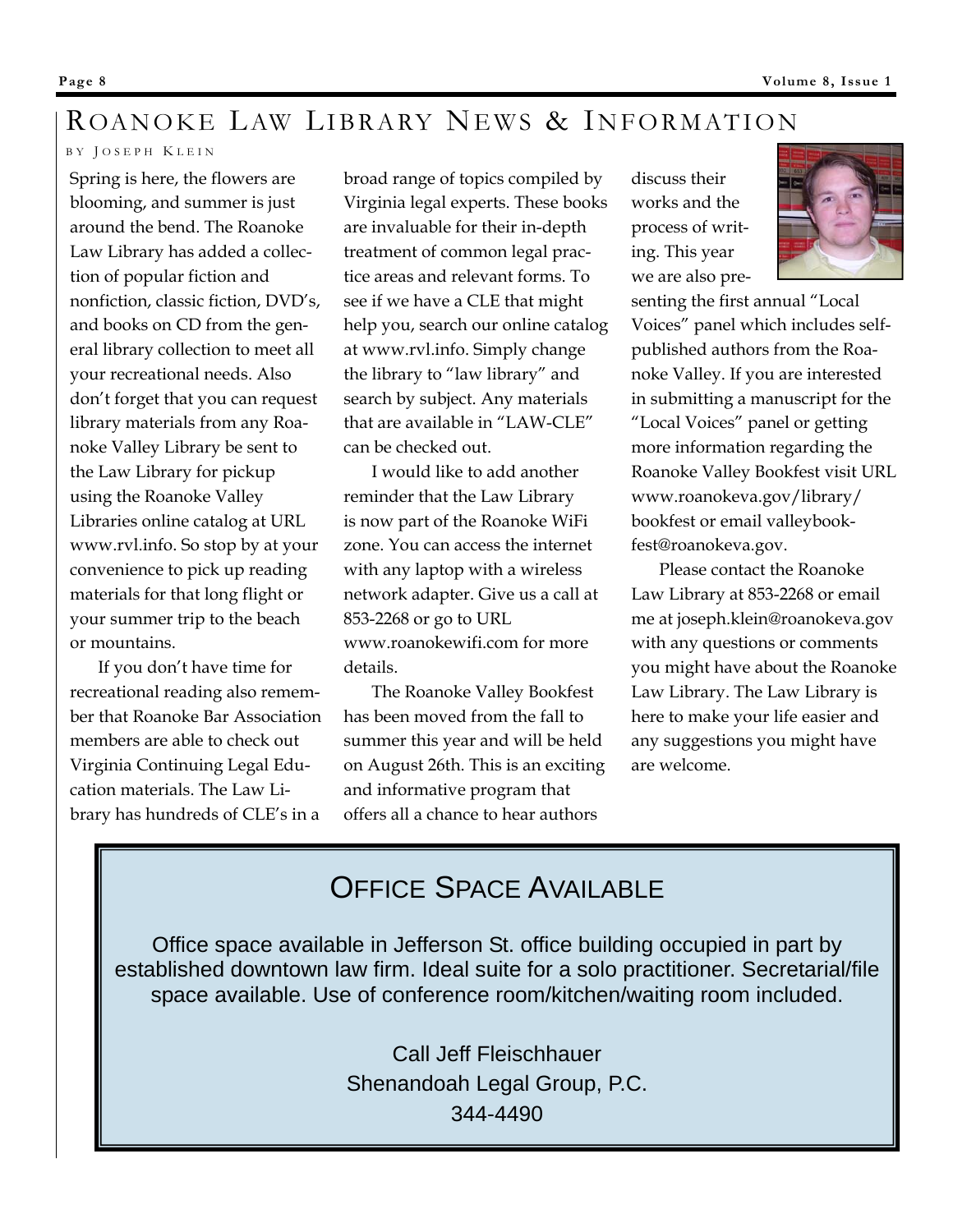## Roanoke Law Library News & Information

By Joseph Klein

Spring is here, the flowers are blooming, and summer is just around the bend. The Roanoke Law Library has added a collection of popular fiction and nonfiction, classic fiction, DVD's, and books on CD from the general library collection to meet all your recreational needs. Also don't forget that you can request library materials from any Roanoke Valley Library be sent to the Law Library for pickup using the Roanoke Valley Libraries online catalog at URL www.rvl.info. So stop by at your convenience to pick up reading materials for that long flight or your summer trip to the beach or mountains.

If you don't have time for recreational reading also remember that Roanoke Bar Association members are able to check out Virginia Continuing Legal Education materials. The Law Library has hundreds of CLE's in a broad range of topics compiled by Virginia legal experts. These books are invaluable for their in-depth treatment of common legal practice areas and relevant forms. To see if we have a CLE that might help you, search our online catalog at www.rvl.info. Simply change the library to "law library" and search by subject. Any materials that are available in "LAW-CLE" can be checked out.

I would like to add another reminder that the Law Library is now part of the Roanoke WiFi zone. You can access the internet with any laptop with a wireless network adapter. Give us a call at 853-2268 or go to URL www.roanokewifi.com for more details.

The Roanoke Valley Bookfest has been moved from the fall to summer this year and will be held on August 26th. This is an exciting and informative program that offers all a chance to hear authors discuss their works and the process of writing. This year we are also presenting the first annual "Local Voices" panel which includes self-published authors from the Roanoke Valley. If you are interested in submitting a manuscript for the "Local Voices" panel or getting more information regarding the Roanoke Valley Bookfest visit URL www.roanokeva.gov/library/bookfest or email valleybookfest@roanokeva.gov.

Please contact the Roanoke Law Library at 853-2268 or email me at joseph.klein@roanokeva.gov with any questions or comments you might have about the Roanoke Law Library. The Law Library is here to make your life easier and any suggestions you might have are welcome.

## Office Space Available

Office space available in Jefferson St. office building occupied in part by established downtown law firm. Ideal suite for a solo practitioner. Secretarial/file space available. Use of conference room/kitchen/waiting room included.

Call Jeff Fleischhauer
Shenandoah Legal Group, P.C.
344-4490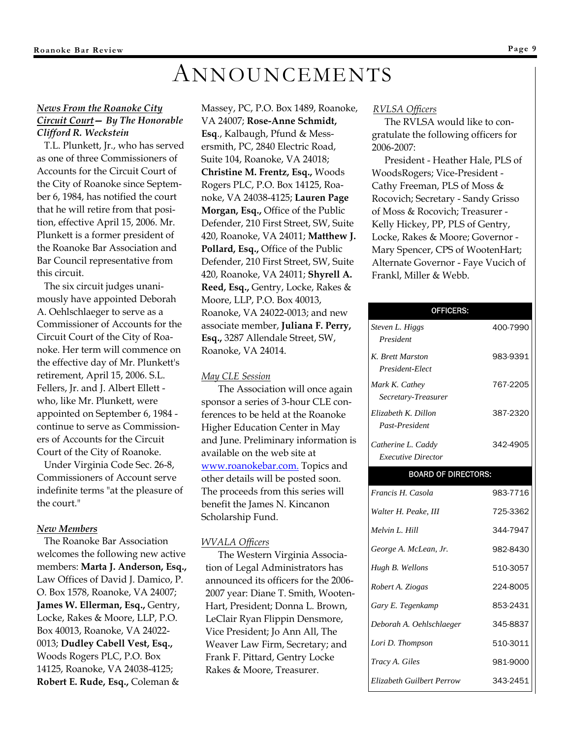# ANNOUNCEMENTS

***News From the Roanoke City Circuit Court— By The Honorable Clifford R. Weckstein***

T.L. Plunkett, Jr., who has served as one of three Commissioners of Accounts for the Circuit Court of the City of Roanoke since September 6, 1984, has notified the court that he will retire from that position, effective April 15, 2006. Mr. Plunkett is a former president of the Roanoke Bar Association and Bar Council representative from this circuit.

The six circuit judges unanimously have appointed Deborah A. Oehlschlaeger to serve as a Commissioner of Accounts for the Circuit Court of the City of Roanoke. Her term will commence on the effective day of Mr. Plunkett's retirement, April 15, 2006. S.L. Fellers, Jr. and J. Albert Ellett - who, like Mr. Plunkett, were appointed on September 6, 1984 - continue to serve as Commissioners of Accounts for the Circuit Court of the City of Roanoke.

Under Virginia Code Sec. 26-8, Commissioners of Account serve indefinite terms "at the pleasure of the court."

***New Members***

The Roanoke Bar Association welcomes the following new active members: **Marta J. Anderson, Esq.,** Law Offices of David J. Damico, P. O. Box 1578, Roanoke, VA 24007; **James W. Ellerman, Esq.,** Gentry, Locke, Rakes & Moore, LLP, P.O. Box 40013, Roanoke, VA 24022-0013; **Dudley Cabell Vest, Esq.,** Woods Rogers PLC, P.O. Box 14125, Roanoke, VA 24038-4125; **Robert E. Rude, Esq.,** Coleman & Massey, PC, P.O. Box 1489, Roanoke, VA 24007; **Rose-Anne Schmidt, Esq**., Kalbaugh, Pfund & Messersmith, PC, 2840 Electric Road, Suite 104, Roanoke, VA 24018; **Christine M. Frentz, Esq.,** Woods Rogers PLC, P.O. Box 14125, Roanoke, VA 24038-4125; **Lauren Page Morgan, Esq.,** Office of the Public Defender, 210 First Street, SW, Suite 420, Roanoke, VA 24011; **Matthew J. Pollard, Esq.,** Office of the Public Defender, 210 First Street, SW, Suite 420, Roanoke, VA 24011; **Shyrell A. Reed, Esq.,** Gentry, Locke, Rakes & Moore, LLP, P.O. Box 40013, Roanoke, VA 24022-0013; and new associate member, **Juliana F. Perry, Esq.,** 3287 Allendale Street, SW, Roanoke, VA 24014.

*May CLE Session*

The Association will once again sponsor a series of 3-hour CLE conferences to be held at the Roanoke Higher Education Center in May and June. Preliminary information is available on the web site at www.roanokebar.com. Topics and other details will be posted soon. The proceeds from this series will benefit the James N. Kincanon Scholarship Fund.

*WVALA Officers*

The Western Virginia Association of Legal Administrators has announced its officers for the 2006-2007 year: Diane T. Smith, WootenHart, President; Donna L. Brown, LeClair Ryan Flippin Densmore, Vice President; Jo Ann All, The Weaver Law Firm, Secretary; and Frank F. Pittard, Gentry Locke Rakes & Moore, Treasurer.

*RVLSA Officers*

The RVLSA would like to congratulate the following officers for 2006-2007:

President - Heather Hale, PLS of WoodsRogers; Vice-President - Cathy Freeman, PLS of Moss & Rocovich; Secretary - Sandy Grisso of Moss & Rocovich; Treasurer - Kelly Hickey, PP, PLS of Gentry, Locke, Rakes & Moore; Governor - Mary Spencer, CPS of WootenHart; Alternate Governor - Faye Vucich of Frankl, Miller & Webb.

| OFFICERS: | |
|---|---|
| *Steven L. Higgs* *President* | 400-7990 |
| *K. Brett Marston* *President-Elect* | 983-9391 |
| *Mark K. Cathey* *Secretary-Treasurer* | 767-2205 |
| *Elizabeth K. Dillon* *Past-President* | 387-2320 |
| *Catherine L. Caddy* *Executive Director* | 342-4905 |
| **BOARD OF DIRECTORS:** | |
| *Francis H. Casola* | 983-7716 |
| *Walter H. Peake, III* | 725-3362 |
| *Melvin L. Hill* | 344-7947 |
| *George A. McLean, Jr.* | 982-8430 |
| *Hugh B. Wellons* | 510-3057 |
| *Robert A. Ziogas* | 224-8005 |
| *Gary E. Tegenkamp* | 853-2431 |
| *Deborah A. Oehlschlaeger* | 345-8837 |
| *Lori D. Thompson* | 510-3011 |
| *Tracy A. Giles* | 981-9000 |
| *Elizabeth Guilbert Perrow* | 343-2451 |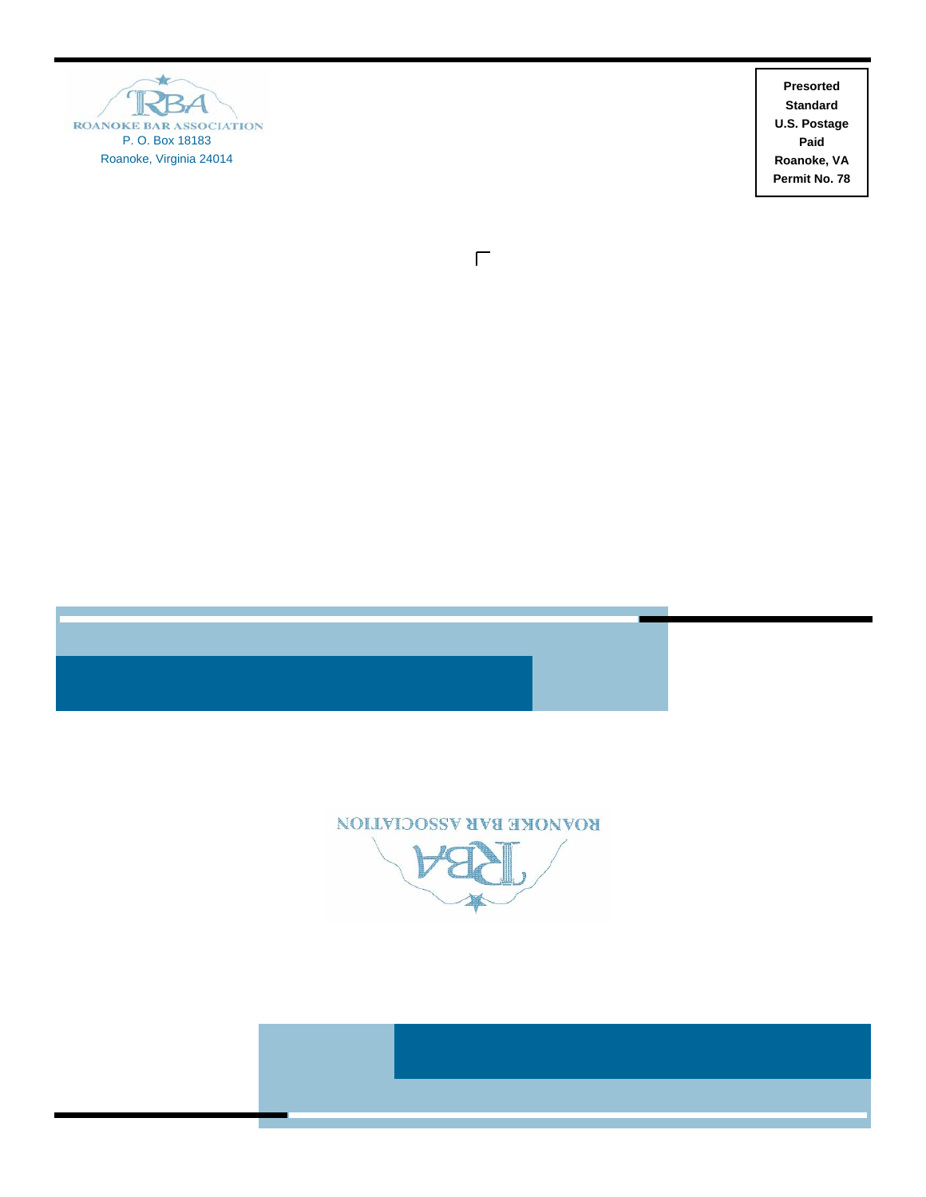ROANOKE BAR ASSOCIATION

P. O. Box 18183

Roanoke, Virginia 24014

**Presorted**
**Standard**
**U.S. Postage**
**Paid**
**Roanoke, VA**
**Permit No. 78**